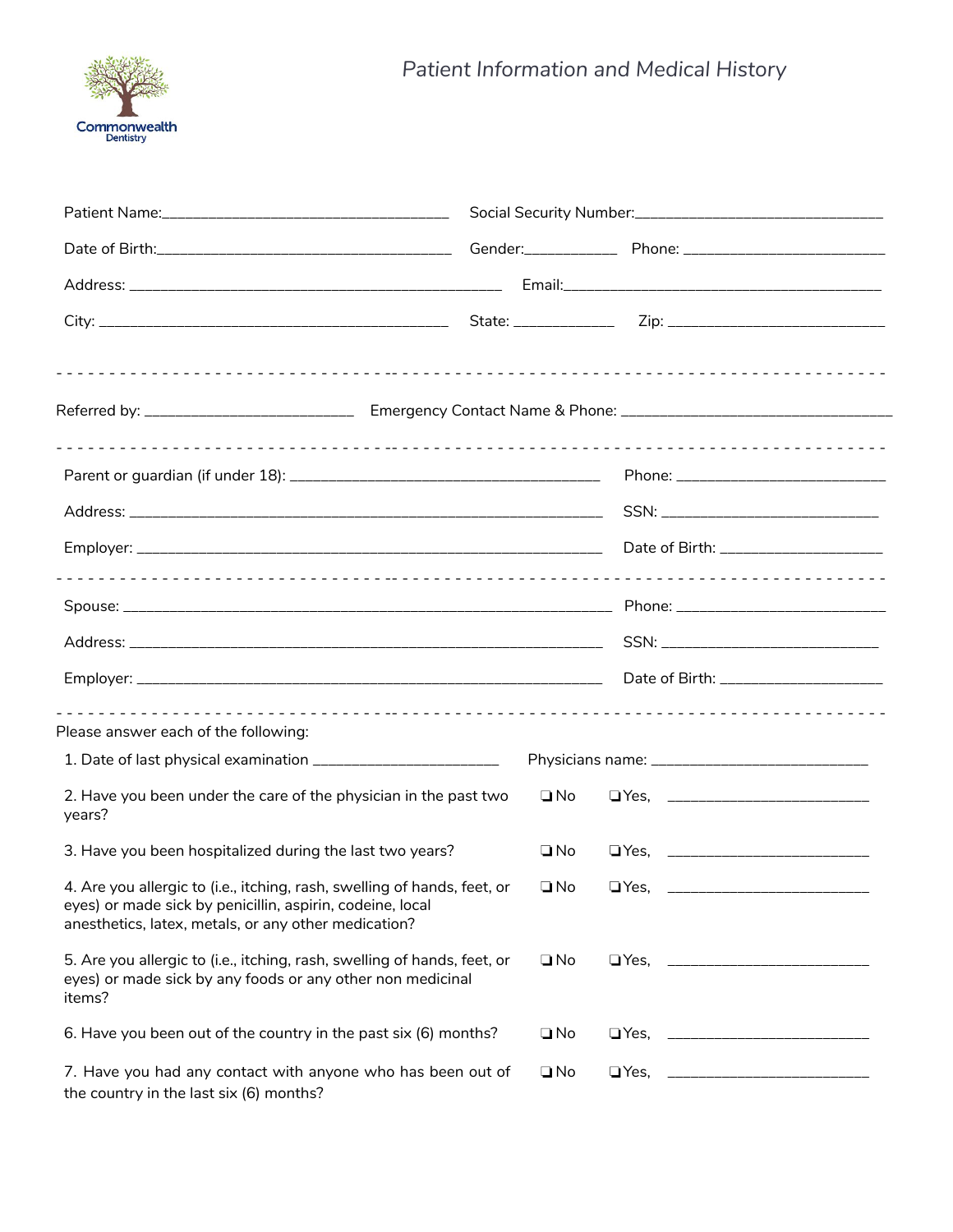Commonwealth Dentistry

# Patient Information and Medical History

Patient Name:____________________________________ Social Security Number:_______________________________

Date of Birth:_____________________________________ Gender:___________ Phone: _________________________

Address: _______________________________________________ Email:_________________________________________

City: ____________________________________________ State: ____________ Zip: ___________________________

---

Referred by: _________________________ Emergency Contact Name & Phone: _________________________________

---

Parent or guardian (if under 18): _______________________________________ Phone: __________________________

Address: ___________________________________________________________ SSN: ___________________________

Employer: __________________________________________________________ Date of Birth: ____________________

---

Spouse: ____________________________________________________________ Phone: __________________________

Address: ___________________________________________________________ SSN: ___________________________

Employer: __________________________________________________________ Date of Birth: ____________________

---

Please answer each of the following:

1. Date of last physical examination _______________________ Physicians name: ___________________________

2. Have you been under the care of the physician in the past two years? ❏ No ❏ Yes, _________________________

3. Have you been hospitalized during the last two years? ❏ No ❏ Yes, _________________________

4. Are you allergic to (i.e., itching, rash, swelling of hands, feet, or eyes) or made sick by penicillin, aspirin, codeine, local anesthetics, latex, metals, or any other medication? ❏ No ❏ Yes, _________________________

5. Are you allergic to (i.e., itching, rash, swelling of hands, feet, or eyes) or made sick by any foods or any other non medicinal items? ❏ No ❏ Yes, _________________________

6. Have you been out of the country in the past six (6) months? ❏ No ❏ Yes, _________________________

7. Have you had any contact with anyone who has been out of the country in the last six (6) months? ❏ No ❏ Yes, _________________________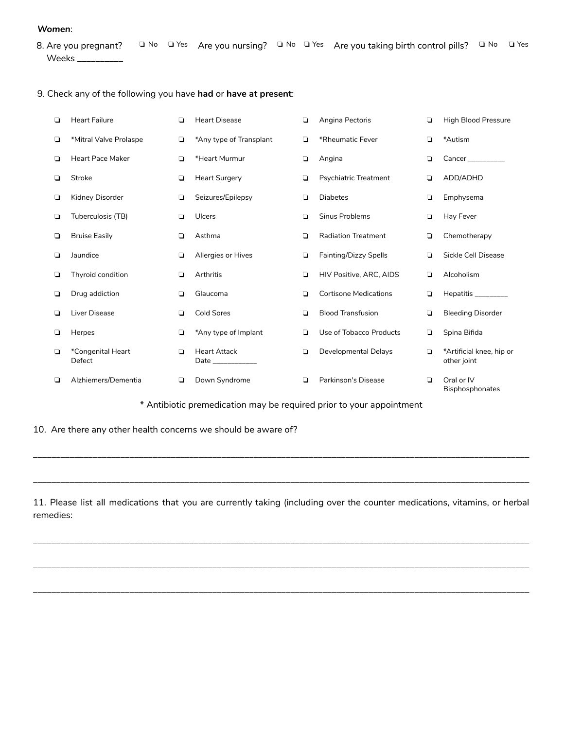***Women***:

8. Are you pregnant? ❑ No ❑ Yes Are you nursing? ❑ No ❑ Yes Are you taking birth control pills? ❑ No ❑ Yes
   Weeks __________

9. Check any of the following you have **had** or **have at present**:

| | | | |
|---|---|---|---|
| ❑ Heart Failure | ❑ Heart Disease | ❑ Angina Pectoris | ❑ High Blood Pressure |
| ❑ *Mitral Valve Prolaspe | ❑ *Any type of Transplant | ❑ *Rheumatic Fever | ❑ *Autism |
| ❑ Heart Pace Maker | ❑ *Heart Murmur | ❑ Angina | ❑ Cancer __________ |
| ❑ Stroke | ❑ Heart Surgery | ❑ Psychiatric Treatment | ❑ ADD/ADHD |
| ❑ Kidney Disorder | ❑ Seizures/Epilepsy | ❑ Diabetes | ❑ Emphysema |
| ❑ Tuberculosis (TB) | ❑ Ulcers | ❑ Sinus Problems | ❑ Hay Fever |
| ❑ Bruise Easily | ❑ Asthma | ❑ Radiation Treatment | ❑ Chemotherapy |
| ❑ Jaundice | ❑ Allergies or Hives | ❑ Fainting/Dizzy Spells | ❑ Sickle Cell Disease |
| ❑ Thyroid condition | ❑ Arthritis | ❑ HIV Positive, ARC, AIDS | ❑ Alcoholism |
| ❑ Drug addiction | ❑ Glaucoma | ❑ Cortisone Medications | ❑ Hepatitis _________ |
| ❑ Liver Disease | ❑ Cold Sores | ❑ Blood Transfusion | ❑ Bleeding Disorder |
| ❑ Herpes | ❑ *Any type of Implant | ❑ Use of Tobacco Products | ❑ Spina Bifida |
| ❑ *Congenital Heart Defect | ❑ Heart Attack Date ____________ | ❑ Developmental Delays | ❑ *Artificial knee, hip or other joint |
| ❑ Alzhiemers/Dementia | ❑ Down Syndrome | ❑ Parkinson's Disease | ❑ Oral or IV Bisphosphonates |

\* Antibiotic premedication may be required prior to your appointment

10. Are there any other health concerns we should be aware of?

______________________________________________________________________________________________

______________________________________________________________________________________________

11. Please list all medications that you are currently taking (including over the counter medications, vitamins, or herbal remedies:

______________________________________________________________________________________________

______________________________________________________________________________________________

______________________________________________________________________________________________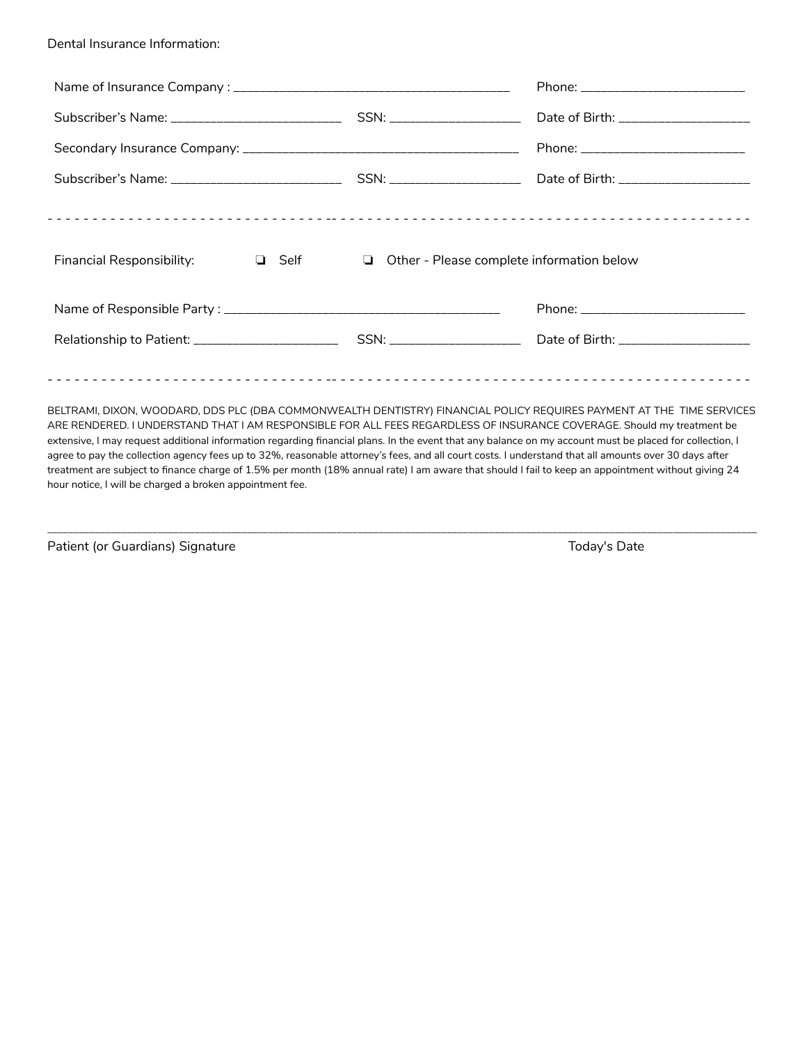Dental Insurance Information:

Name of Insurance Company : ________________________________________ Phone: ________________________

Subscriber's Name: ________________________ SSN: ___________________ Date of Birth: ___________________

Secondary Insurance Company: ________________________________________ Phone: ________________________

Subscriber's Name: ________________________ SSN: ___________________ Date of Birth: ___________________

- - - - - - - - - - - - - - - - - - - - - - - - - - - - - - - - - - - - - - - - - - - - - - - - - - - - - - - - - - - - - - - - - - - - - - - - -

Financial Responsibility: ❑ Self ❑ Other - Please complete information below

Name of Responsible Party : ________________________________________ Phone: ________________________

Relationship to Patient: _____________________ SSN: ___________________ Date of Birth: ___________________

- - - - - - - - - - - - - - - - - - - - - - - - - - - - - - - - - - - - - - - - - - - - - - - - - - - - - - - - - - - - - - - - - - - - - - - - -

BELTRAMI, DIXON, WOODARD, DDS PLC (DBA COMMONWEALTH DENTISTRY) FINANCIAL POLICY REQUIRES PAYMENT AT THE TIME SERVICES ARE RENDERED. I UNDERSTAND THAT I AM RESPONSIBLE FOR ALL FEES REGARDLESS OF INSURANCE COVERAGE. Should my treatment be extensive, I may request additional information regarding financial plans. In the event that any balance on my account must be placed for collection, I agree to pay the collection agency fees up to 32%, reasonable attorney's fees, and all court costs. I understand that all amounts over 30 days after treatment are subject to finance charge of 1.5% per month (18% annual rate) I am aware that should I fail to keep an appointment without giving 24 hour notice, I will be charged a broken appointment fee.

______________________________________________________________________________________________________

Patient (or Guardians) Signature Today's Date